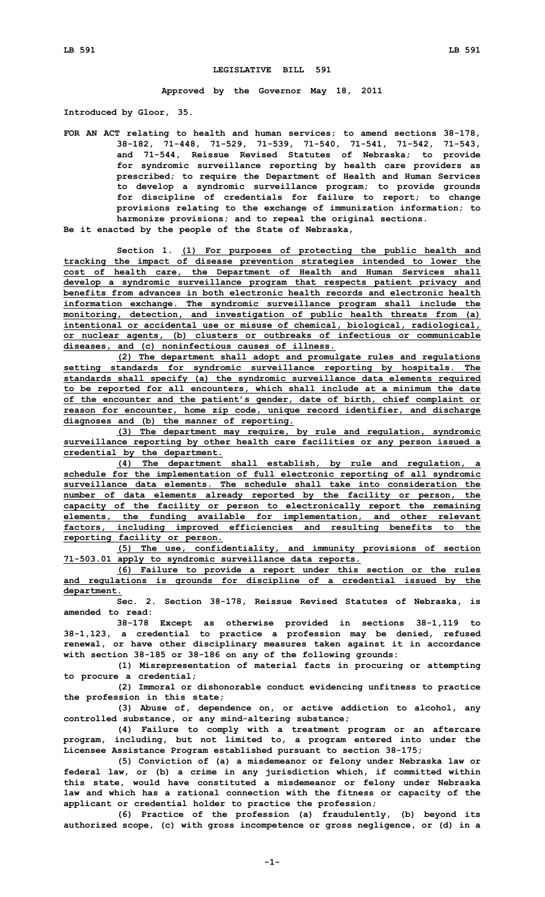# LEGISLATIVE BILL 591

**Approved by the Governor May 18, 2011**

**Introduced by Gloor, 35.**

**FOR AN ACT relating to health and human services; to amend sections 38-178, 38-182, 71-448, 71-529, 71-539, 71-540, 71-541, 71-542, 71-543, and 71-544, Reissue Revised Statutes of Nebraska; to provide for syndromic surveillance reporting by health care providers as prescribed; to require the Department of Health and Human Services to develop a syndromic surveillance program; to provide grounds for discipline of credentials for failure to report; to change provisions relating to the exchange of immunization information; to harmonize provisions; and to repeal the original sections.**

**Be it enacted by the people of the State of Nebraska,**

**Section 1.** (1) For purposes of protecting the public health and tracking the impact of disease prevention strategies intended to lower the cost of health care, the Department of Health and Human Services shall develop a syndromic surveillance program that respects patient privacy and benefits from advances in both electronic health records and electronic health information exchange. The syndromic surveillance program shall include the monitoring, detection, and investigation of public health threats from (a) intentional or accidental use or misuse of chemical, biological, radiological, or nuclear agents, (b) clusters or outbreaks of infectious or communicable diseases, and (c) noninfectious causes of illness.

(2) The department shall adopt and promulgate rules and regulations setting standards for syndromic surveillance reporting by hospitals. The standards shall specify (a) the syndromic surveillance data elements required to be reported for all encounters, which shall include at a minimum the date of the encounter and the patient's gender, date of birth, chief complaint or reason for encounter, home zip code, unique record identifier, and discharge diagnoses and (b) the manner of reporting.

(3) The department may require, by rule and regulation, syndromic surveillance reporting by other health care facilities or any person issued a credential by the department.

(4) The department shall establish, by rule and regulation, a schedule for the implementation of full electronic reporting of all syndromic surveillance data elements. The schedule shall take into consideration the number of data elements already reported by the facility or person, the capacity of the facility or person to electronically report the remaining elements, the funding available for implementation, and other relevant factors, including improved efficiencies and resulting benefits to the reporting facility or person.

(5) The use, confidentiality, and immunity provisions of section 71-503.01 apply to syndromic surveillance data reports.

(6) Failure to provide a report under this section or the rules and regulations is grounds for discipline of a credential issued by the department.

**Sec. 2.** Section 38-178, Reissue Revised Statutes of Nebraska, is amended to read:

38-178 Except as otherwise provided in sections 38-1,119 to 38-1,123, a credential to practice a profession may be denied, refused renewal, or have other disciplinary measures taken against it in accordance with section 38-185 or 38-186 on any of the following grounds:

(1) Misrepresentation of material facts in procuring or attempting to procure a credential;

(2) Immoral or dishonorable conduct evidencing unfitness to practice the profession in this state;

(3) Abuse of, dependence on, or active addiction to alcohol, any controlled substance, or any mind-altering substance;

(4) Failure to comply with a treatment program or an aftercare program, including, but not limited to, a program entered into under the Licensee Assistance Program established pursuant to section 38-175;

(5) Conviction of (a) a misdemeanor or felony under Nebraska law or federal law, or (b) a crime in any jurisdiction which, if committed within this state, would have constituted a misdemeanor or felony under Nebraska law and which has a rational connection with the fitness or capacity of the applicant or credential holder to practice the profession;

(6) Practice of the profession (a) fraudulently, (b) beyond its authorized scope, (c) with gross incompetence or gross negligence, or (d) in a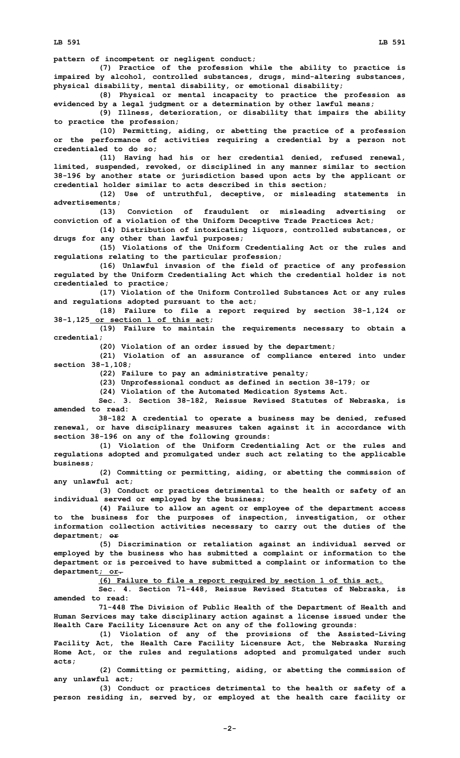pattern of incompetent or negligent conduct;

(7) Practice of the profession while the ability to practice is impaired by alcohol, controlled substances, drugs, mind-altering substances, physical disability, mental disability, or emotional disability;

(8) Physical or mental incapacity to practice the profession as evidenced by a legal judgment or a determination by other lawful means;

(9) Illness, deterioration, or disability that impairs the ability to practice the profession;

(10) Permitting, aiding, or abetting the practice of a profession or the performance of activities requiring a credential by a person not credentialed to do so;

(11) Having had his or her credential denied, refused renewal, limited, suspended, revoked, or disciplined in any manner similar to section 38-196 by another state or jurisdiction based upon acts by the applicant or credential holder similar to acts described in this section;

(12) Use of untruthful, deceptive, or misleading statements in advertisements;

(13) Conviction of fraudulent or misleading advertising or conviction of a violation of the Uniform Deceptive Trade Practices Act;

(14) Distribution of intoxicating liquors, controlled substances, or drugs for any other than lawful purposes;

(15) Violations of the Uniform Credentialing Act or the rules and regulations relating to the particular profession;

(16) Unlawful invasion of the field of practice of any profession regulated by the Uniform Credentialing Act which the credential holder is not credentialed to practice;

(17) Violation of the Uniform Controlled Substances Act or any rules and regulations adopted pursuant to the act;

(18) Failure to file a report required by section 38-1,124 or 38-1,125 or section 1 of this act;

(19) Failure to maintain the requirements necessary to obtain a credential;

(20) Violation of an order issued by the department;

(21) Violation of an assurance of compliance entered into under section 38-1,108;

(22) Failure to pay an administrative penalty;

(23) Unprofessional conduct as defined in section 38-179; or

(24) Violation of the Automated Medication Systems Act.

Sec. 3. Section 38-182, Reissue Revised Statutes of Nebraska, is amended to read:

38-182 A credential to operate a business may be denied, refused renewal, or have disciplinary measures taken against it in accordance with section 38-196 on any of the following grounds:

(1) Violation of the Uniform Credentialing Act or the rules and regulations adopted and promulgated under such act relating to the applicable business;

(2) Committing or permitting, aiding, or abetting the commission of any unlawful act;

(3) Conduct or practices detrimental to the health or safety of an individual served or employed by the business;

(4) Failure to allow an agent or employee of the department access to the business for the purposes of inspection, investigation, or other information collection activities necessary to carry out the duties of the department; ~~or~~

(5) Discrimination or retaliation against an individual served or employed by the business who has submitted a complaint or information to the department or is perceived to have submitted a complaint or information to the department; or~~.~~

(6) Failure to file a report required by section 1 of this act.

Sec. 4. Section 71-448, Reissue Revised Statutes of Nebraska, is amended to read:

71-448 The Division of Public Health of the Department of Health and Human Services may take disciplinary action against a license issued under the Health Care Facility Licensure Act on any of the following grounds:

(1) Violation of any of the provisions of the Assisted-Living Facility Act, the Health Care Facility Licensure Act, the Nebraska Nursing Home Act, or the rules and regulations adopted and promulgated under such acts;

(2) Committing or permitting, aiding, or abetting the commission of any unlawful act;

(3) Conduct or practices detrimental to the health or safety of a person residing in, served by, or employed at the health care facility or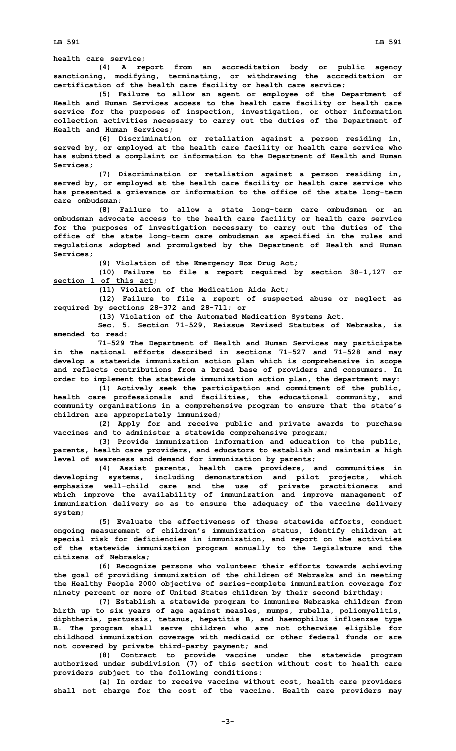health care service;

(4) A report from an accreditation body or public agency sanctioning, modifying, terminating, or withdrawing the accreditation or certification of the health care facility or health care service;

(5) Failure to allow an agent or employee of the Department of Health and Human Services access to the health care facility or health care service for the purposes of inspection, investigation, or other information collection activities necessary to carry out the duties of the Department of Health and Human Services;

(6) Discrimination or retaliation against a person residing in, served by, or employed at the health care facility or health care service who has submitted a complaint or information to the Department of Health and Human Services;

(7) Discrimination or retaliation against a person residing in, served by, or employed at the health care facility or health care service who has presented a grievance or information to the office of the state long-term care ombudsman;

(8) Failure to allow a state long-term care ombudsman or an ombudsman advocate access to the health care facility or health care service for the purposes of investigation necessary to carry out the duties of the office of the state long-term care ombudsman as specified in the rules and regulations adopted and promulgated by the Department of Health and Human Services;

(9) Violation of the Emergency Box Drug Act;

(10) Failure to file a report required by section 38-1,127 <u>or section 1 of this act</u>;

(11) Violation of the Medication Aide Act;

(12) Failure to file a report of suspected abuse or neglect as required by sections 28-372 and 28-711; or

(13) Violation of the Automated Medication Systems Act.

Sec. 5. Section 71-529, Reissue Revised Statutes of Nebraska, is amended to read:

71-529 The Department of Health and Human Services may participate in the national efforts described in sections 71-527 and 71-528 and may develop a statewide immunization action plan which is comprehensive in scope and reflects contributions from a broad base of providers and consumers. In order to implement the statewide immunization action plan, the department may:

(1) Actively seek the participation and commitment of the public, health care professionals and facilities, the educational community, and community organizations in a comprehensive program to ensure that the state's children are appropriately immunized;

(2) Apply for and receive public and private awards to purchase vaccines and to administer a statewide comprehensive program;

(3) Provide immunization information and education to the public, parents, health care providers, and educators to establish and maintain a high level of awareness and demand for immunization by parents;

(4) Assist parents, health care providers, and communities in developing systems, including demonstration and pilot projects, which emphasize well-child care and the use of private practitioners and which improve the availability of immunization and improve management of immunization delivery so as to ensure the adequacy of the vaccine delivery system;

(5) Evaluate the effectiveness of these statewide efforts, conduct ongoing measurement of children's immunization status, identify children at special risk for deficiencies in immunization, and report on the activities of the statewide immunization program annually to the Legislature and the citizens of Nebraska;

(6) Recognize persons who volunteer their efforts towards achieving the goal of providing immunization of the children of Nebraska and in meeting the Healthy People 2000 objective of series-complete immunization coverage for ninety percent or more of United States children by their second birthday;

(7) Establish a statewide program to immunize Nebraska children from birth up to six years of age against measles, mumps, rubella, poliomyelitis, diphtheria, pertussis, tetanus, hepatitis B, and haemophilus influenzae type B. The program shall serve children who are not otherwise eligible for childhood immunization coverage with medicaid or other federal funds or are not covered by private third-party payment; and

(8) Contract to provide vaccine under the statewide program authorized under subdivision (7) of this section without cost to health care providers subject to the following conditions:

(a) In order to receive vaccine without cost, health care providers shall not charge for the cost of the vaccine. Health care providers may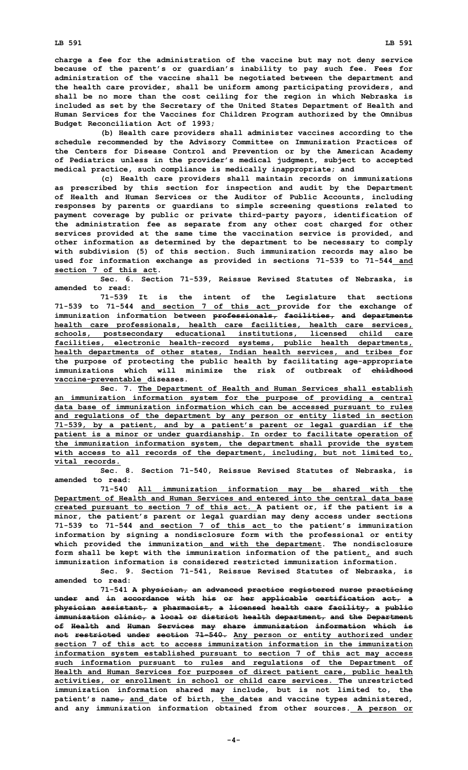**charge a fee for the administration of the vaccine but may not deny service because of the parent's or guardian's inability to pay such fee. Fees for administration of the vaccine shall be negotiated between the department and the health care provider, shall be uniform among participating providers, and shall be no more than the cost ceiling for the region in which Nebraska is included as set by the Secretary of the United States Department of Health and Human Services for the Vaccines for Children Program authorized by the Omnibus Budget Reconciliation Act of 1993;**

**(b) Health care providers shall administer vaccines according to the schedule recommended by the Advisory Committee on Immunization Practices of the Centers for Disease Control and Prevention or by the American Academy of Pediatrics unless in the provider's medical judgment, subject to accepted medical practice, such compliance is medically inappropriate; and**

**(c) Health care providers shall maintain records on immunizations as prescribed by this section for inspection and audit by the Department of Health and Human Services or the Auditor of Public Accounts, including responses by parents or guardians to simple screening questions related to payment coverage by public or private third-party payors, identification of the administration fee as separate from any other cost charged for other services provided at the same time the vaccination service is provided, and other information as determined by the department to be necessary to comply with subdivision (5) of this section. Such immunization records may also be used for information exchange as provided in sections 71-539 to 71-544 and section 7 of this act.**

**Sec. 6. Section 71-539, Reissue Revised Statutes of Nebraska, is amended to read:**

**71-539 It is the intent of the Legislature that sections 71-539 to 71-544 and section 7 of this act provide for the exchange of immunization information between ~~professionals, facilities, and departments~~ health care professionals, health care facilities, health care services, schools, postsecondary educational institutions, licensed child care facilities, electronic health-record systems, public health departments, health departments of other states, Indian health services, and tribes for the purpose of protecting the public health by facilitating age-appropriate immunizations which will minimize the risk of outbreak of ~~childhood~~ vaccine-preventable diseases.**

**Sec. 7. The Department of Health and Human Services shall establish an immunization information system for the purpose of providing a central data base of immunization information which can be accessed pursuant to rules and regulations of the department by any person or entity listed in section 71-539, by a patient, and by a patient's parent or legal guardian if the patient is a minor or under guardianship. In order to facilitate operation of the immunization information system, the department shall provide the system with access to all records of the department, including, but not limited to, vital records.**

**Sec. 8. Section 71-540, Reissue Revised Statutes of Nebraska, is amended to read:**

**71-540 All immunization information may be shared with the Department of Health and Human Services and entered into the central data base created pursuant to section 7 of this act. A patient or, if the patient is a minor, the patient's parent or legal guardian may deny access under sections 71-539 to 71-544 and section 7 of this act to the patient's immunization information by signing a nondisclosure form with the professional or entity which provided the immunization and with the department. The nondisclosure form shall be kept with the immunization information of the patient, and such immunization information is considered restricted immunization information.**

**Sec. 9. Section 71-541, Reissue Revised Statutes of Nebraska, is amended to read:**

**71-541 ~~A physician, an advanced practice registered nurse practicing under and in accordance with his or her applicable certification act, a physician assistant, a pharmacist, a licensed health care facility, a public immunization clinic, a local or district health department, and the Department of Health and Human Services may share immunization information which is not restricted under section 71-540.~~ Any person or entity authorized under section 7 of this act to access immunization information in the immunization information system established pursuant to section 7 of this act may access such information pursuant to rules and regulations of the Department of Health and Human Services for purposes of direct patient care, public health activities, or enrollment in school or child care services. The unrestricted immunization information shared may include, but is not limited to, the patient's name~~,~~ and date of birth, the dates and vaccine types administered, and any immunization information obtained from other sources. A person or**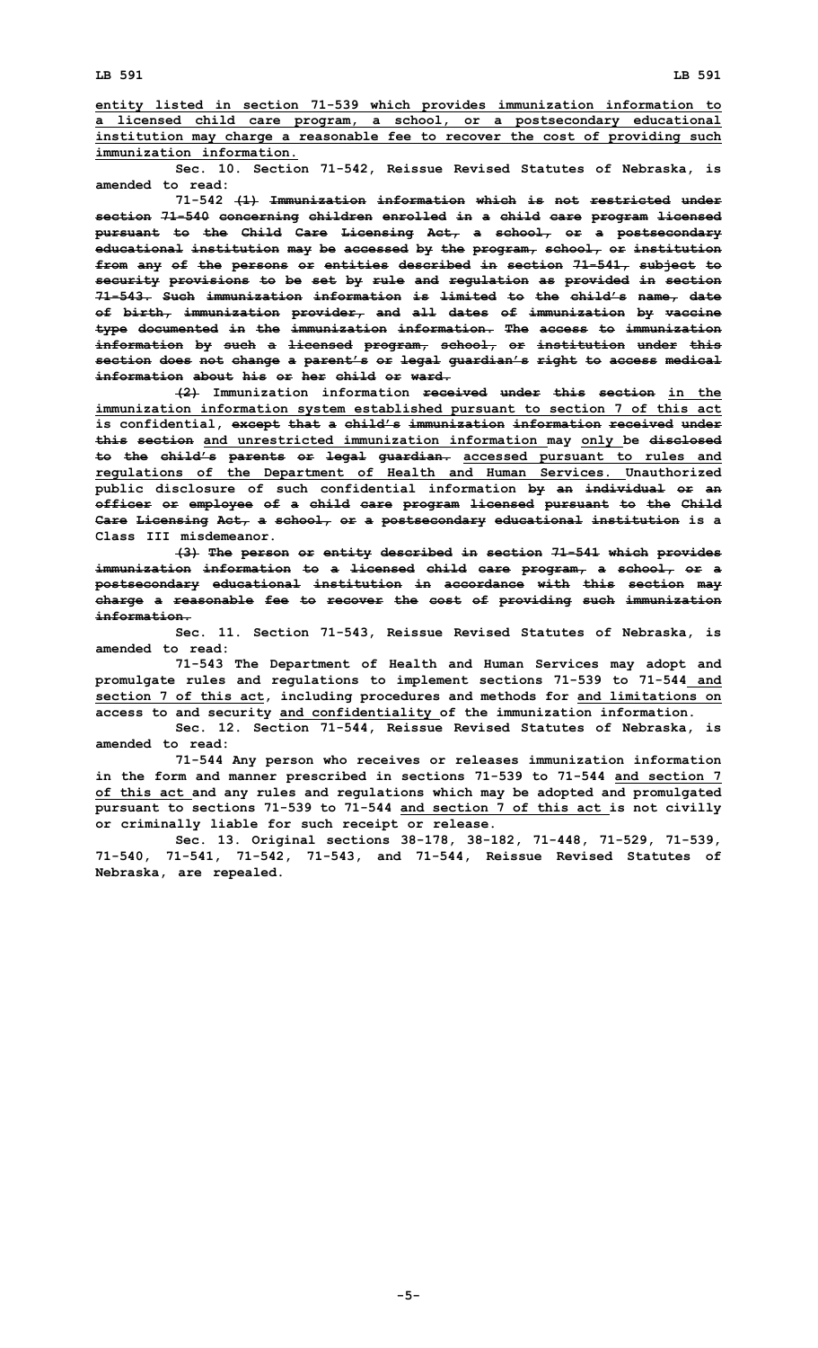entity listed in section 71-539 which provides immunization information to a licensed child care program, a school, or a postsecondary educational institution may charge a reasonable fee to recover the cost of providing such immunization information.

Sec. 10. Section 71-542, Reissue Revised Statutes of Nebraska, is amended to read:

71-542 ~~(1) Immunization information which is not restricted under section 71-540 concerning children enrolled in a child care program licensed pursuant to the Child Care Licensing Act, a school, or a postsecondary educational institution may be accessed by the program, school, or institution from any of the persons or entities described in section 71-541, subject to security provisions to be set by rule and regulation as provided in section 71-543. Such immunization information is limited to the child's name, date of birth, immunization provider, and all dates of immunization by vaccine type documented in the immunization information. The access to immunization information by such a licensed program, school, or institution under this section does not change a parent's or legal guardian's right to access medical information about his or her child or ward.~~

~~(2)~~ Immunization information ~~received under this section~~ in the immunization information system established pursuant to section 7 of this act is confidential, ~~except that a child's immunization information received under this section~~ and unrestricted immunization information may only be ~~disclosed to the child's parents or legal guardian.~~ accessed pursuant to rules and regulations of the Department of Health and Human Services. Unauthorized public disclosure of such confidential information ~~by an individual or an officer or employee of a child care program licensed pursuant to the Child Care Licensing Act, a school, or a postsecondary educational institution~~ is a Class III misdemeanor.

~~(3) The person or entity described in section 71-541 which provides immunization information to a licensed child care program, a school, or a postsecondary educational institution in accordance with this section may charge a reasonable fee to recover the cost of providing such immunization information.~~

Sec. 11. Section 71-543, Reissue Revised Statutes of Nebraska, is amended to read:

71-543 The Department of Health and Human Services may adopt and promulgate rules and regulations to implement sections 71-539 to 71-544 and section 7 of this act, including procedures and methods for and limitations on access to and security and confidentiality of the immunization information.

Sec. 12. Section 71-544, Reissue Revised Statutes of Nebraska, is amended to read:

71-544 Any person who receives or releases immunization information in the form and manner prescribed in sections 71-539 to 71-544 and section 7 of this act and any rules and regulations which may be adopted and promulgated pursuant to sections 71-539 to 71-544 and section 7 of this act is not civilly or criminally liable for such receipt or release.

Sec. 13. Original sections 38-178, 38-182, 71-448, 71-529, 71-539, 71-540, 71-541, 71-542, 71-543, and 71-544, Reissue Revised Statutes of Nebraska, are repealed.